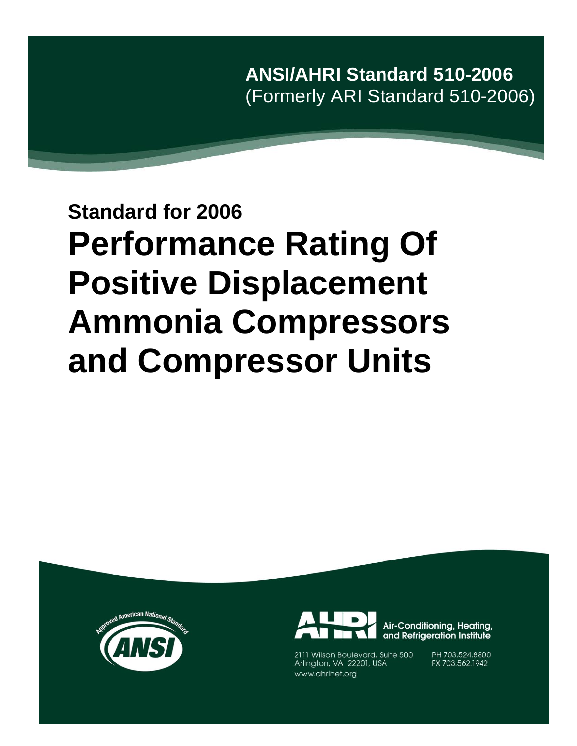**ANSI/AHRI Standard 510-2006**
(Formerly ARI Standard 510-2006)

**Standard for 2006**

# Performance Rating Of Positive Displacement Ammonia Compressors and Compressor Units

Approved American National Standard

ANSI

AHRI Air-Conditioning, Heating, and Refrigeration Institute

2111 Wilson Boulevard, Suite 500
Arlington, VA 22201, USA
www.ahrinet.org

PH 703.524.8800
FX 703.562.1942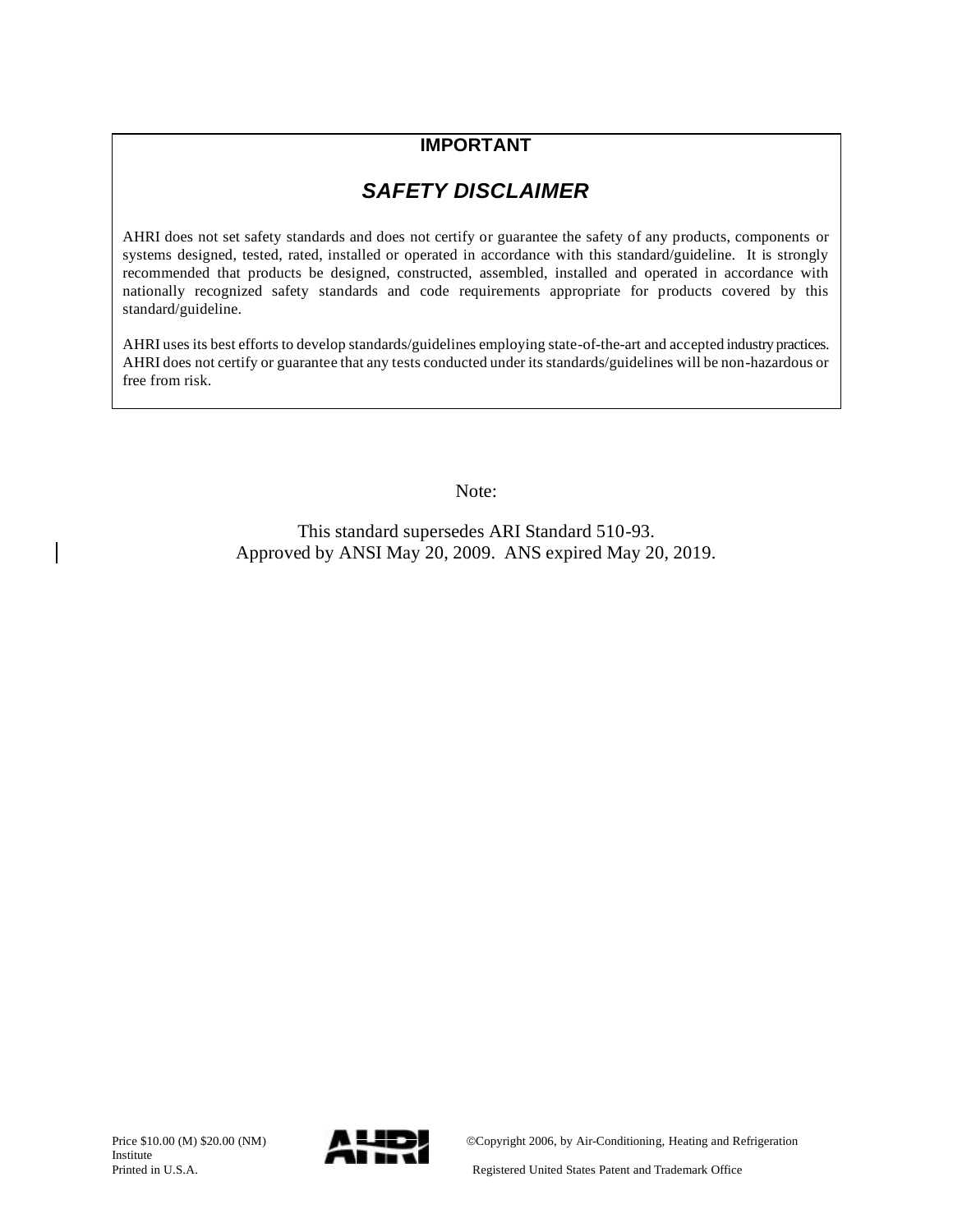**IMPORTANT**

## *SAFETY DISCLAIMER*

AHRI does not set safety standards and does not certify or guarantee the safety of any products, components or systems designed, tested, rated, installed or operated in accordance with this standard/guideline. It is strongly recommended that products be designed, constructed, assembled, installed and operated in accordance with nationally recognized safety standards and code requirements appropriate for products covered by this standard/guideline.

AHRI uses its best efforts to develop standards/guidelines employing state-of-the-art and accepted industry practices. AHRI does not certify or guarantee that any tests conducted under its standards/guidelines will be non-hazardous or free from risk.

Note:

This standard supersedes ARI Standard 510-93.
Approved by ANSI May 20, 2009. ANS expired May 20, 2019.

Price $10.00 (M) $20.00 (NM)
Printed in U.S.A.

©Copyright 2006, by Air-Conditioning, Heating and Refrigeration Institute
Registered United States Patent and Trademark Office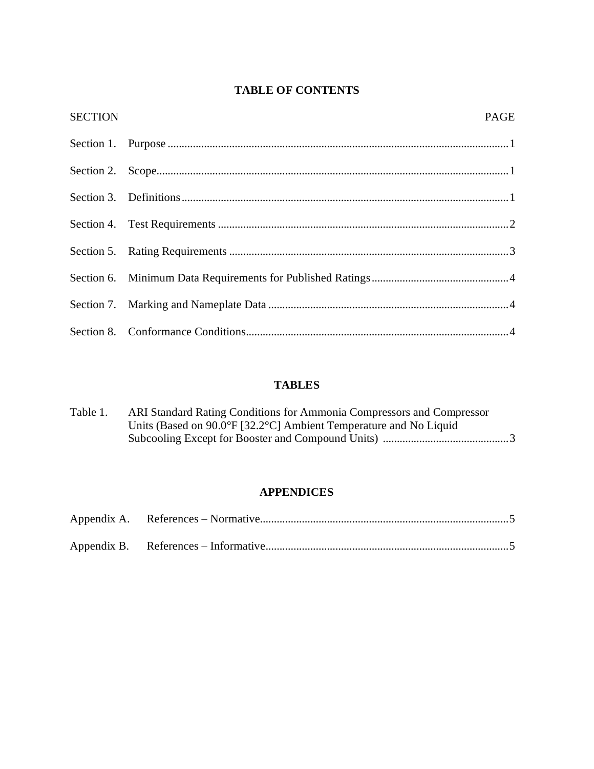# TABLE OF CONTENTS

| SECTION | | PAGE |
|---|---|---|
| Section 1. | Purpose | 1 |
| Section 2. | Scope | 1 |
| Section 3. | Definitions | 1 |
| Section 4. | Test Requirements | 2 |
| Section 5. | Rating Requirements | 3 |
| Section 6. | Minimum Data Requirements for Published Ratings | 4 |
| Section 7. | Marking and Nameplate Data | 4 |
| Section 8. | Conformance Conditions | 4 |

## TABLES

| | | |
|---|---|---|
| Table 1. | ARI Standard Rating Conditions for Ammonia Compressors and Compressor Units (Based on 90.0°F [32.2°C] Ambient Temperature and No Liquid Subcooling Except for Booster and Compound Units) | 3 |

## APPENDICES

| | | |
|---|---|---|
| Appendix A. | References – Normative | 5 |
| Appendix B. | References – Informative | 5 |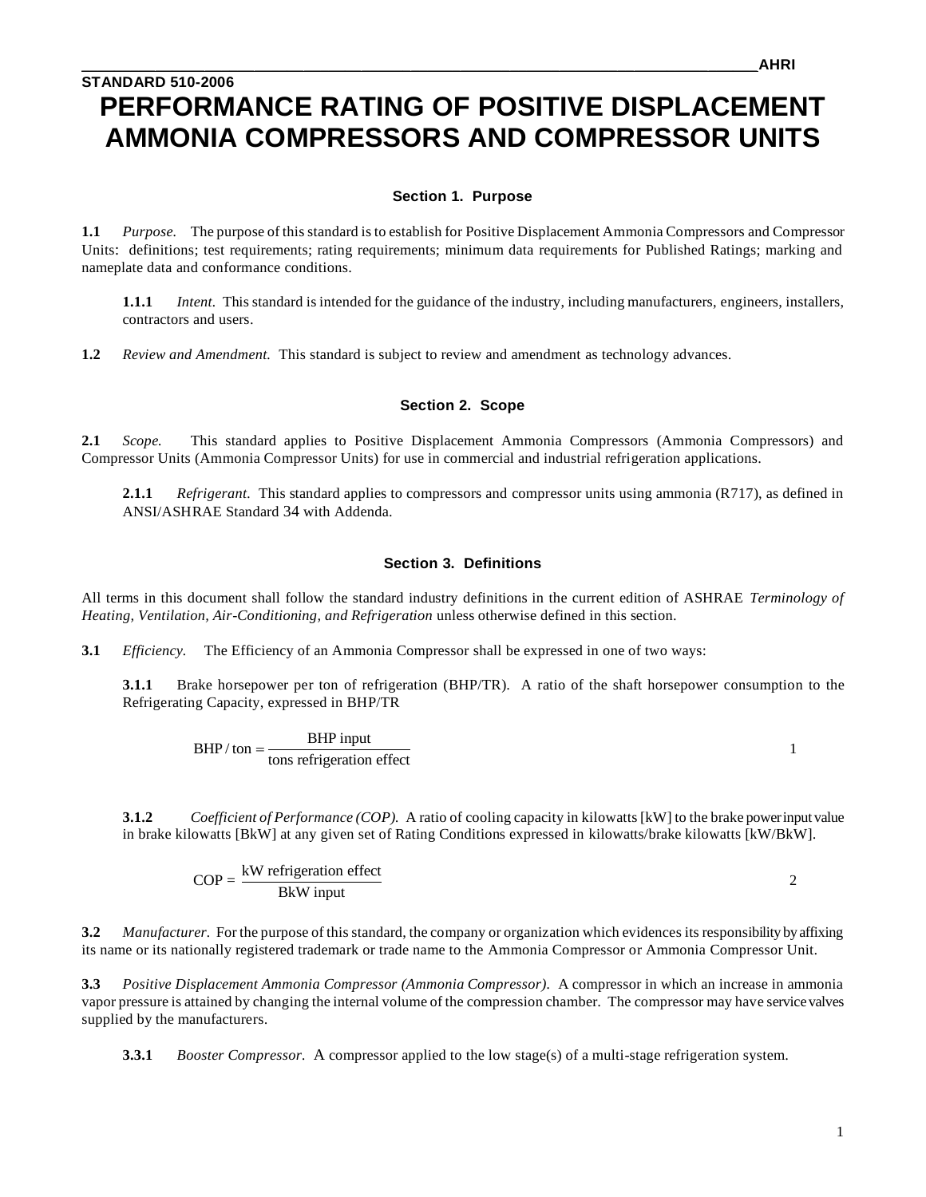**STANDARD 510-2006**

# PERFORMANCE RATING OF POSITIVE DISPLACEMENT AMMONIA COMPRESSORS AND COMPRESSOR UNITS

## Section 1. Purpose

**1.1** *Purpose.* The purpose of this standard is to establish for Positive Displacement Ammonia Compressors and Compressor Units: definitions; test requirements; rating requirements; minimum data requirements for Published Ratings; marking and nameplate data and conformance conditions.

**1.1.1** *Intent.* This standard is intended for the guidance of the industry, including manufacturers, engineers, installers, contractors and users.

**1.2** *Review and Amendment.* This standard is subject to review and amendment as technology advances.

## Section 2. Scope

**2.1** *Scope.* This standard applies to Positive Displacement Ammonia Compressors (Ammonia Compressors) and Compressor Units (Ammonia Compressor Units) for use in commercial and industrial refrigeration applications.

**2.1.1** *Refrigerant.* This standard applies to compressors and compressor units using ammonia (R717), as defined in ANSI/ASHRAE Standard 34 with Addenda.

## Section 3. Definitions

All terms in this document shall follow the standard industry definitions in the current edition of ASHRAE *Terminology of Heating, Ventilation, Air-Conditioning, and Refrigeration* unless otherwise defined in this section.

**3.1** *Efficiency.* The Efficiency of an Ammonia Compressor shall be expressed in one of two ways:

**3.1.1** Brake horsepower per ton of refrigeration (BHP/TR). A ratio of the shaft horsepower consumption to the Refrigerating Capacity, expressed in BHP/TR

$$\text{BHP} / \text{ton} = \frac{\text{BHP input}}{\text{tons refrigeration effect}} \qquad 1$$

**3.1.2** *Coefficient of Performance (COP).* A ratio of cooling capacity in kilowatts [kW] to the brake power input value in brake kilowatts [BkW] at any given set of Rating Conditions expressed in kilowatts/brake kilowatts [kW/BkW].

$$\text{COP} = \frac{\text{kW refrigeration effect}}{\text{BkW input}} \qquad 2$$

**3.2** *Manufacturer.* For the purpose of this standard, the company or organization which evidences its responsibility by affixing its name or its nationally registered trademark or trade name to the Ammonia Compressor or Ammonia Compressor Unit.

**3.3** *Positive Displacement Ammonia Compressor (Ammonia Compressor).* A compressor in which an increase in ammonia vapor pressure is attained by changing the internal volume of the compression chamber. The compressor may have service valves supplied by the manufacturers.

**3.3.1** *Booster Compressor.* A compressor applied to the low stage(s) of a multi-stage refrigeration system.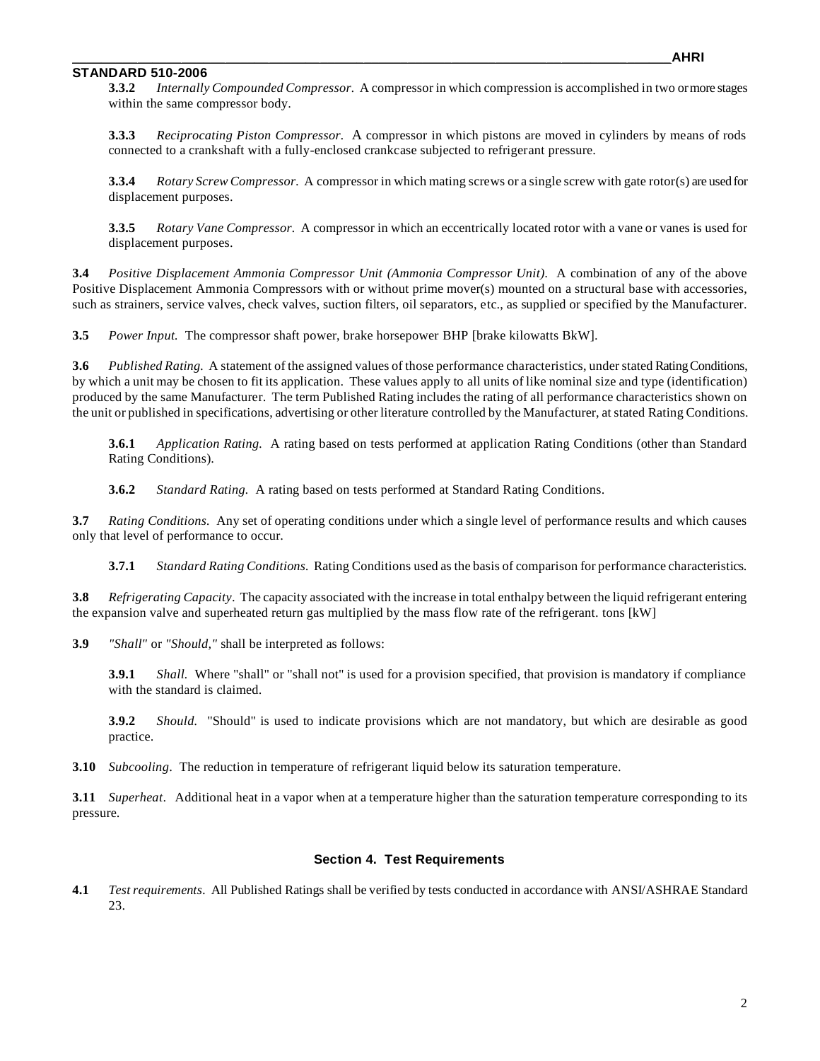**3.3.2** *Internally Compounded Compressor.* A compressor in which compression is accomplished in two or more stages within the same compressor body.

**3.3.3** *Reciprocating Piston Compressor.* A compressor in which pistons are moved in cylinders by means of rods connected to a crankshaft with a fully-enclosed crankcase subjected to refrigerant pressure.

**3.3.4** *Rotary Screw Compressor.* A compressor in which mating screws or a single screw with gate rotor(s) are used for displacement purposes.

**3.3.5** *Rotary Vane Compressor.* A compressor in which an eccentrically located rotor with a vane or vanes is used for displacement purposes.

**3.4** *Positive Displacement Ammonia Compressor Unit (Ammonia Compressor Unit).* A combination of any of the above Positive Displacement Ammonia Compressors with or without prime mover(s) mounted on a structural base with accessories, such as strainers, service valves, check valves, suction filters, oil separators, etc., as supplied or specified by the Manufacturer.

**3.5** *Power Input.* The compressor shaft power, brake horsepower BHP [brake kilowatts BkW].

**3.6** *Published Rating.* A statement of the assigned values of those performance characteristics, under stated Rating Conditions, by which a unit may be chosen to fit its application. These values apply to all units of like nominal size and type (identification) produced by the same Manufacturer. The term Published Rating includes the rating of all performance characteristics shown on the unit or published in specifications, advertising or other literature controlled by the Manufacturer, at stated Rating Conditions.

**3.6.1** *Application Rating.* A rating based on tests performed at application Rating Conditions (other than Standard Rating Conditions).

**3.6.2** *Standard Rating.* A rating based on tests performed at Standard Rating Conditions.

**3.7** *Rating Conditions.* Any set of operating conditions under which a single level of performance results and which causes only that level of performance to occur.

**3.7.1** *Standard Rating Conditions.* Rating Conditions used as the basis of comparison for performance characteristics.

**3.8** *Refrigerating Capacity*. The capacity associated with the increase in total enthalpy between the liquid refrigerant entering the expansion valve and superheated return gas multiplied by the mass flow rate of the refrigerant. tons [kW]

**3.9** *"Shall"* or *"Should,"* shall be interpreted as follows:

**3.9.1** *Shall.* Where "shall" or "shall not" is used for a provision specified, that provision is mandatory if compliance with the standard is claimed.

**3.9.2** *Should.* "Should" is used to indicate provisions which are not mandatory, but which are desirable as good practice.

**3.10** *Subcooling*. The reduction in temperature of refrigerant liquid below its saturation temperature.

**3.11** *Superheat*. Additional heat in a vapor when at a temperature higher than the saturation temperature corresponding to its pressure.

## Section 4. Test Requirements

**4.1** *Test requirements*. All Published Ratings shall be verified by tests conducted in accordance with ANSI/ASHRAE Standard 23.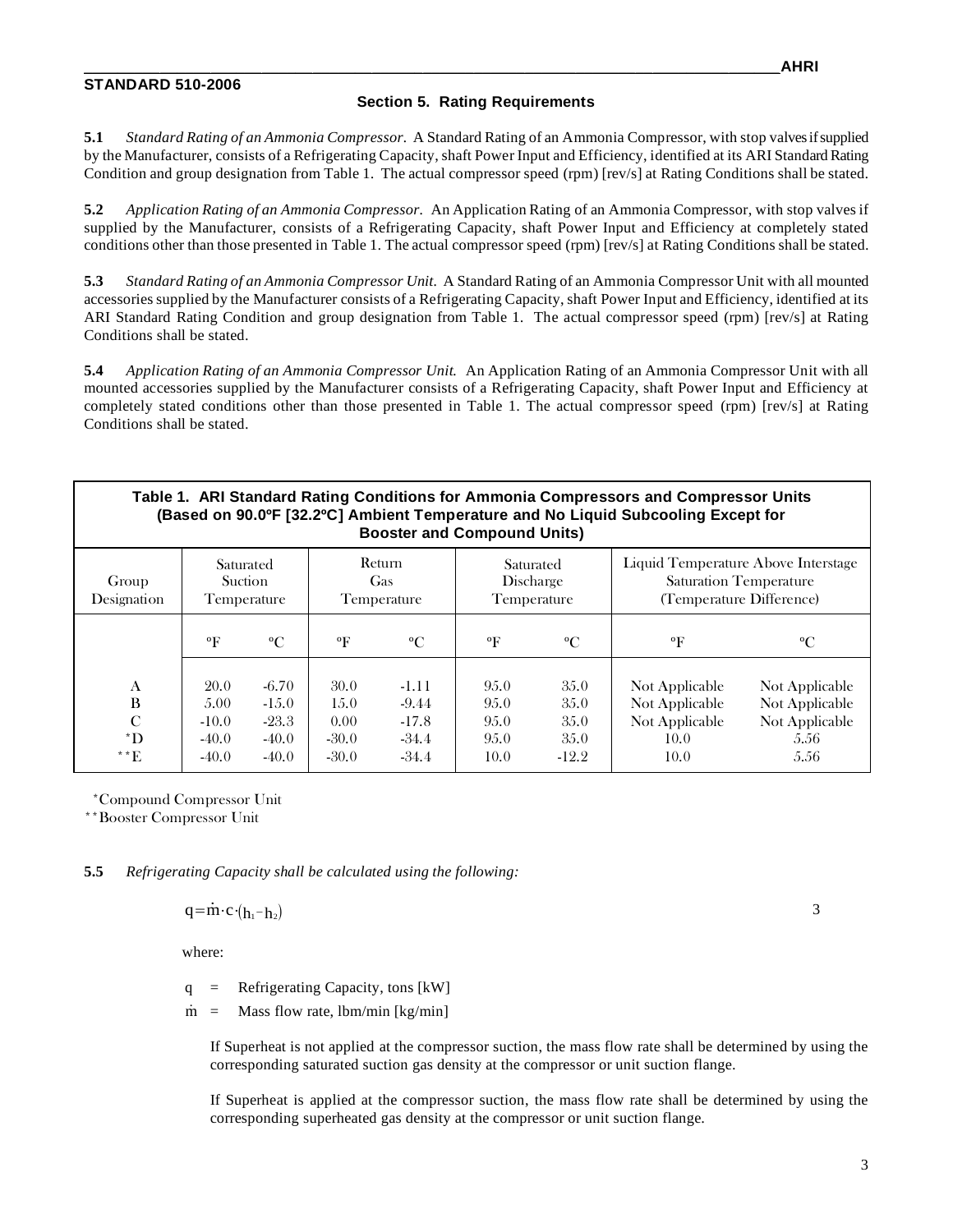## Section 5. Rating Requirements

**5.1** *Standard Rating of an Ammonia Compressor.* A Standard Rating of an Ammonia Compressor, with stop valves if supplied by the Manufacturer, consists of a Refrigerating Capacity, shaft Power Input and Efficiency, identified at its ARI Standard Rating Condition and group designation from Table 1. The actual compressor speed (rpm) [rev/s] at Rating Conditions shall be stated.

**5.2** *Application Rating of an Ammonia Compressor.* An Application Rating of an Ammonia Compressor, with stop valves if supplied by the Manufacturer, consists of a Refrigerating Capacity, shaft Power Input and Efficiency at completely stated conditions other than those presented in Table 1. The actual compressor speed (rpm) [rev/s] at Rating Conditions shall be stated.

**5.3** *Standard Rating of an Ammonia Compressor Unit.* A Standard Rating of an Ammonia Compressor Unit with all mounted accessories supplied by the Manufacturer consists of a Refrigerating Capacity, shaft Power Input and Efficiency, identified at its ARI Standard Rating Condition and group designation from Table 1. The actual compressor speed (rpm) [rev/s] at Rating Conditions shall be stated.

**5.4** *Application Rating of an Ammonia Compressor Unit.* An Application Rating of an Ammonia Compressor Unit with all mounted accessories supplied by the Manufacturer consists of a Refrigerating Capacity, shaft Power Input and Efficiency at completely stated conditions other than those presented in Table 1. The actual compressor speed (rpm) [rev/s] at Rating Conditions shall be stated.

**Table 1. ARI Standard Rating Conditions for Ammonia Compressors and Compressor Units (Based on 90.0ºF [32.2ºC] Ambient Temperature and No Liquid Subcooling Except for Booster and Compound Units)**

| Group Designation | Saturated Suction Temperature | | Return Gas Temperature | | Saturated Discharge Temperature | | Liquid Temperature Above Interstage Saturation Temperature (Temperature Difference) | |
|---|---|---|---|---|---|---|---|---|
| | °F | °C | °F | °C | °F | °C | °F | °C |
| A | 20.0 | -6.70 | 30.0 | -1.11 | 95.0 | 35.0 | Not Applicable | Not Applicable |
| B | 5.00 | -15.0 | 15.0 | -9.44 | 95.0 | 35.0 | Not Applicable | Not Applicable |
| C | -10.0 | -23.3 | 0.00 | -17.8 | 95.0 | 35.0 | Not Applicable | Not Applicable |
| *D | -40.0 | -40.0 | -30.0 | -34.4 | 95.0 | 35.0 | 10.0 | 5.56 |
| **E | -40.0 | -40.0 | -30.0 | -34.4 | 10.0 | -12.2 | 10.0 | 5.56 |

*Compound Compressor Unit

**Booster Compressor Unit

**5.5** *Refrigerating Capacity shall be calculated using the following:*

$$q = \dot{m} \cdot c \cdot (h_1 - h_2) \qquad 3$$

where:

$q$ = Refrigerating Capacity, tons [kW]

$\dot{m}$ = Mass flow rate, lbm/min [kg/min]

If Superheat is not applied at the compressor suction, the mass flow rate shall be determined by using the corresponding saturated suction gas density at the compressor or unit suction flange.

If Superheat is applied at the compressor suction, the mass flow rate shall be determined by using the corresponding superheated gas density at the compressor or unit suction flange.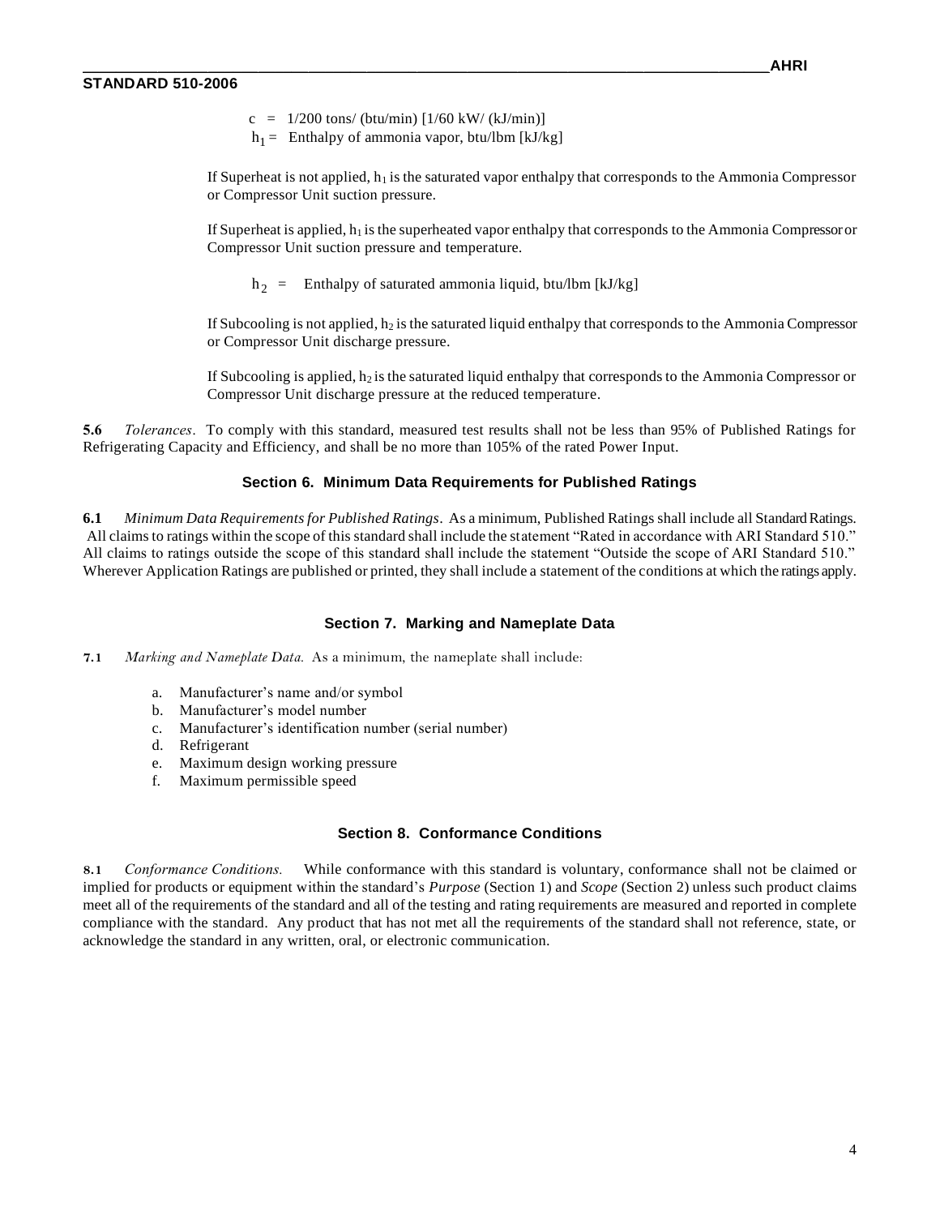c = 1/200 tons/ (btu/min) [1/60 kW/ (kJ/min)]

$h_1$ = Enthalpy of ammonia vapor, btu/lbm [kJ/kg]

If Superheat is not applied, $h_1$ is the saturated vapor enthalpy that corresponds to the Ammonia Compressor or Compressor Unit suction pressure.

If Superheat is applied, $h_1$ is the superheated vapor enthalpy that corresponds to the Ammonia Compressor or Compressor Unit suction pressure and temperature.

$h_2$ = Enthalpy of saturated ammonia liquid, btu/lbm [kJ/kg]

If Subcooling is not applied, $h_2$ is the saturated liquid enthalpy that corresponds to the Ammonia Compressor or Compressor Unit discharge pressure.

If Subcooling is applied, $h_2$ is the saturated liquid enthalpy that corresponds to the Ammonia Compressor or Compressor Unit discharge pressure at the reduced temperature.

**5.6** *Tolerances*. To comply with this standard, measured test results shall not be less than 95% of Published Ratings for Refrigerating Capacity and Efficiency, and shall be no more than 105% of the rated Power Input.

## Section 6. Minimum Data Requirements for Published Ratings

**6.1** *Minimum Data Requirements for Published Ratings*. As a minimum, Published Ratings shall include all Standard Ratings. All claims to ratings within the scope of this standard shall include the statement "Rated in accordance with ARI Standard 510." All claims to ratings outside the scope of this standard shall include the statement "Outside the scope of ARI Standard 510." Wherever Application Ratings are published or printed, they shall include a statement of the conditions at which the ratings apply.

## Section 7. Marking and Nameplate Data

**7.1** *Marking and Nameplate Data.* As a minimum, the nameplate shall include:

a. Manufacturer's name and/or symbol
b. Manufacturer's model number
c. Manufacturer's identification number (serial number)
d. Refrigerant
e. Maximum design working pressure
f. Maximum permissible speed

## Section 8. Conformance Conditions

**8.1** *Conformance Conditions.* While conformance with this standard is voluntary, conformance shall not be claimed or implied for products or equipment within the standard's *Purpose* (Section 1) and *Scope* (Section 2) unless such product claims meet all of the requirements of the standard and all of the testing and rating requirements are measured and reported in complete compliance with the standard. Any product that has not met all the requirements of the standard shall not reference, state, or acknowledge the standard in any written, oral, or electronic communication.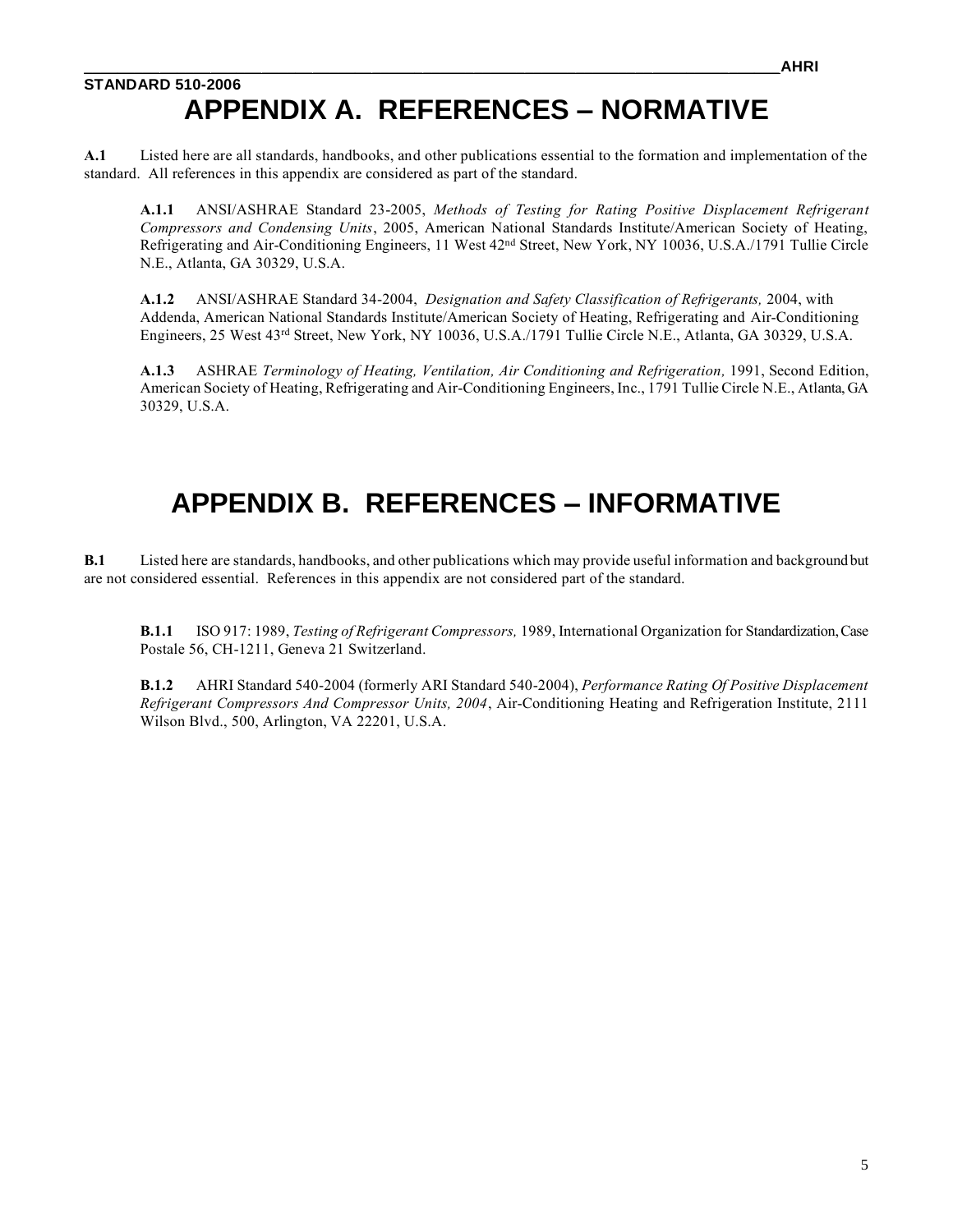# APPENDIX A. REFERENCES – NORMATIVE

**A.1** Listed here are all standards, handbooks, and other publications essential to the formation and implementation of the standard. All references in this appendix are considered as part of the standard.

**A.1.1** ANSI/ASHRAE Standard 23-2005, *Methods of Testing for Rating Positive Displacement Refrigerant Compressors and Condensing Units*, 2005, American National Standards Institute/American Society of Heating, Refrigerating and Air-Conditioning Engineers, 11 West 42nd Street, New York, NY 10036, U.S.A./1791 Tullie Circle N.E., Atlanta, GA 30329, U.S.A.

**A.1.2** ANSI/ASHRAE Standard 34-2004, *Designation and Safety Classification of Refrigerants,* 2004, with Addenda, American National Standards Institute/American Society of Heating, Refrigerating and Air-Conditioning Engineers, 25 West 43rd Street, New York, NY 10036, U.S.A./1791 Tullie Circle N.E., Atlanta, GA 30329, U.S.A.

**A.1.3** ASHRAE *Terminology of Heating, Ventilation, Air Conditioning and Refrigeration,* 1991, Second Edition, American Society of Heating, Refrigerating and Air-Conditioning Engineers, Inc., 1791 Tullie Circle N.E., Atlanta, GA 30329, U.S.A.

# APPENDIX B. REFERENCES – INFORMATIVE

**B.1** Listed here are standards, handbooks, and other publications which may provide useful information and background but are not considered essential. References in this appendix are not considered part of the standard.

**B.1.1** ISO 917: 1989, *Testing of Refrigerant Compressors,* 1989, International Organization for Standardization, Case Postale 56, CH-1211, Geneva 21 Switzerland.

**B.1.2** AHRI Standard 540-2004 (formerly ARI Standard 540-2004), *Performance Rating Of Positive Displacement Refrigerant Compressors And Compressor Units, 2004*, Air-Conditioning Heating and Refrigeration Institute, 2111 Wilson Blvd., 500, Arlington, VA 22201, U.S.A.